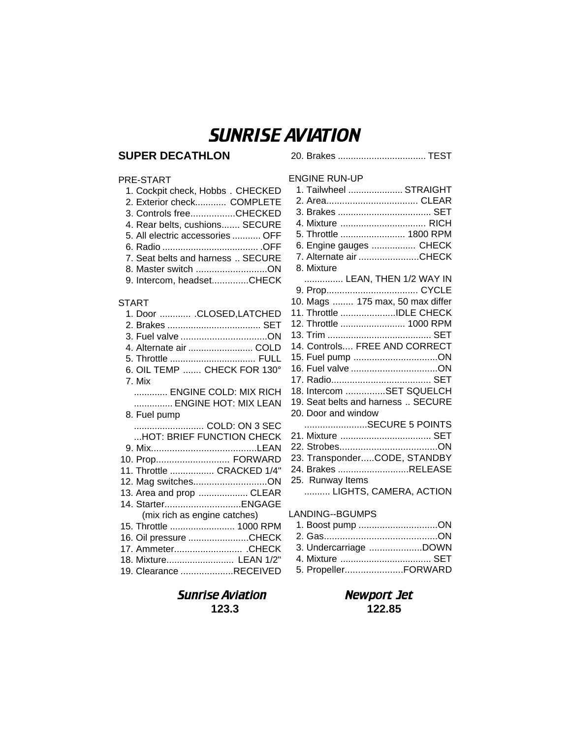# SUNRISE AVIATION

## SUPER DECATHLON

PRE-START

1. Cockpit check, Hobbs . CHECKED
2. Exterior check............ COMPLETE
3. Controls free.................CHECKED
4. Rear belts, cushions....... SECURE
5. All electric accessories ........... OFF
6. Radio ..................................... .OFF
7. Seat belts and harness .. SECURE
8. Master switch ...........................ON
9. Intercom, headset..............CHECK

START

1. Door ............ .CLOSED,LATCHED
2. Brakes .................................... SET
3. Fuel valve .................................ON
4. Alternate air ......................... COLD
5. Throttle ................................. FULL
6. OIL TEMP ....... CHECK FOR 130°
7. Mix
   ............. ENGINE COLD: MIX RICH
   ............... ENGINE HOT: MIX LEAN
8. Fuel pump
   ........................... COLD: ON 3 SEC
   ...HOT: BRIEF FUNCTION CHECK
9. Mix........................................LEAN
10. Prop............................ FORWARD
11. Throttle ................. CRACKED 1/4"
12. Mag switches............................ON
13. Area and prop ................... CLEAR
14. Starter.............................ENGAGE
    (mix rich as engine catches)
15. Throttle ......................... 1000 RPM
16. Oil pressure .......................CHECK
17. Ammeter.......................... .CHECK
18. Mixture.......................... LEAN 1/2"
19. Clearance ....................RECEIVED
20. Brakes .................................. TEST

ENGINE RUN-UP

1. Tailwheel ..................... STRAIGHT
2. Area................................... CLEAR
3. Brakes .................................... SET
4. Mixture ................................. RICH
5. Throttle ......................... 1800 RPM
6. Engine gauges ................. CHECK
7. Alternate air .......................CHECK
8. Mixture
   ............... LEAN, THEN 1/2 WAY IN
9. Prop................................... CYCLE
10. Mags ........ 175 max, 50 max differ
11. Throttle .....................IDLE CHECK
12. Throttle ......................... 1000 RPM
13. Trim ........................................ SET
14. Controls.... FREE AND CORRECT
15. Fuel pump ................................ON
16. Fuel valve .................................ON
17. Radio...................................... SET
18. Intercom ...............SET SQUELCH
19. Seat belts and harness .. SECURE
20. Door and window
    ........................SECURE 5 POINTS
21. Mixture ................................... SET
22. Strobes.....................................ON
23. Transponder.....CODE, STANDBY
24. Brakes ...........................RELEASE
25. Runway Items
    .......... LIGHTS, CAMERA, ACTION

LANDING--BGUMPS

1. Boost pump ..............................ON
2. Gas...........................................ON
3. Undercarriage ....................DOWN
4. Mixture ................................... SET
5. Propeller......................FORWARD

**Sunrise Aviation**
**123.3**

**Newport Jet**
**122.85**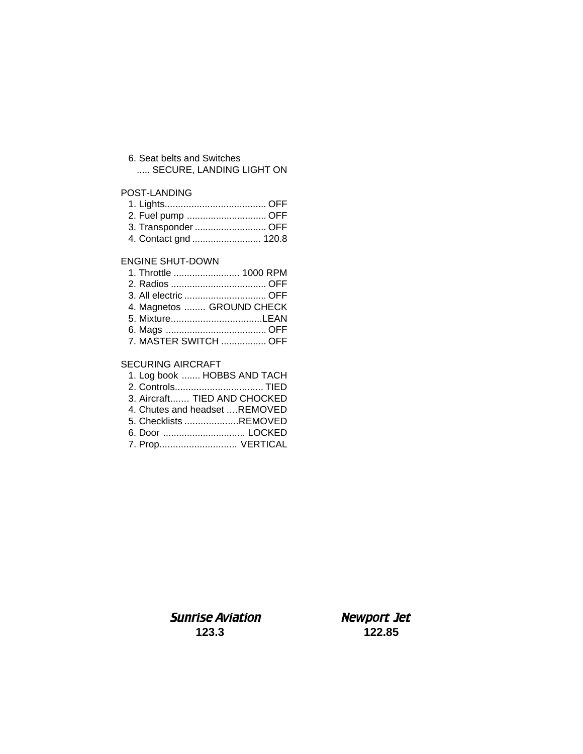6. Seat belts and Switches
..... SECURE, LANDING LIGHT ON

## POST-LANDING

1. Lights...................................... OFF
2. Fuel pump .............................. OFF
3. Transponder ........................... OFF
4. Contact gnd .......................... 120.8

## ENGINE SHUT-DOWN

1. Throttle ......................... 1000 RPM
2. Radios .................................... OFF
3. All electric ............................... OFF
4. Magnetos ........ GROUND CHECK
5. Mixture..................................LEAN
6. Mags ...................................... OFF
7. MASTER SWITCH ................. OFF

## SECURING AIRCRAFT

1. Log book ....... HOBBS AND TACH
2. Controls................................. TIED
3. Aircraft....... TIED AND CHOCKED
4. Chutes and headset ....REMOVED
5. Checklists ....................REMOVED
6. Door ............................... LOCKED
7. Prop............................. VERTICAL

***Sunrise Aviation***
**123.3**

***Newport Jet***
**122.85**